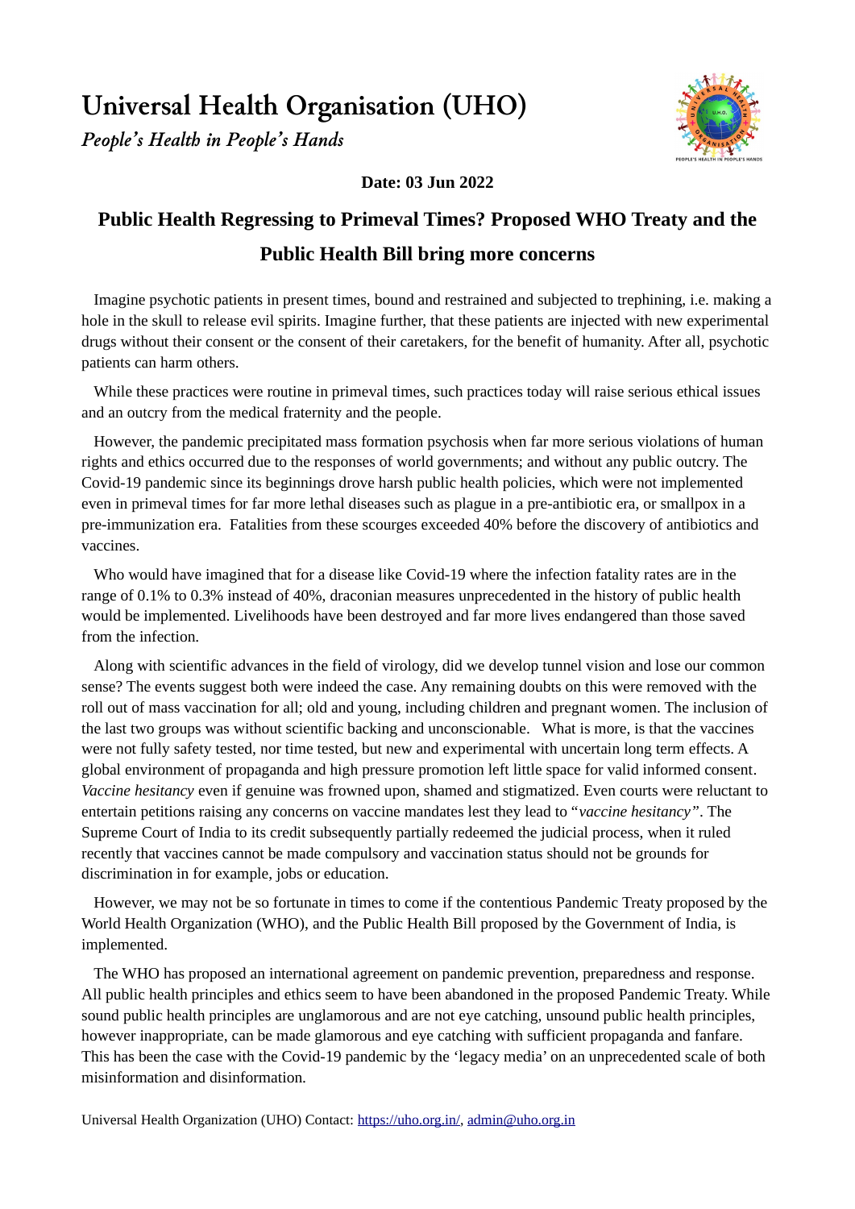# Universal Health Organisation (UHO)

*People's Health in People's Hands*

**Date: 03 Jun 2022**

## Public Health Regressing to Primeval Times? Proposed WHO Treaty and the Public Health Bill bring more concerns

Imagine psychotic patients in present times, bound and restrained and subjected to trephining, i.e. making a hole in the skull to release evil spirits. Imagine further, that these patients are injected with new experimental drugs without their consent or the consent of their caretakers, for the benefit of humanity. After all, psychotic patients can harm others.

While these practices were routine in primeval times, such practices today will raise serious ethical issues and an outcry from the medical fraternity and the people.

However, the pandemic precipitated mass formation psychosis when far more serious violations of human rights and ethics occurred due to the responses of world governments; and without any public outcry. The Covid-19 pandemic since its beginnings drove harsh public health policies, which were not implemented even in primeval times for far more lethal diseases such as plague in a pre-antibiotic era, or smallpox in a pre-immunization era. Fatalities from these scourges exceeded 40% before the discovery of antibiotics and vaccines.

Who would have imagined that for a disease like Covid-19 where the infection fatality rates are in the range of 0.1% to 0.3% instead of 40%, draconian measures unprecedented in the history of public health would be implemented. Livelihoods have been destroyed and far more lives endangered than those saved from the infection.

Along with scientific advances in the field of virology, did we develop tunnel vision and lose our common sense? The events suggest both were indeed the case. Any remaining doubts on this were removed with the roll out of mass vaccination for all; old and young, including children and pregnant women. The inclusion of the last two groups was without scientific backing and unconscionable. What is more, is that the vaccines were not fully safety tested, nor time tested, but new and experimental with uncertain long term effects. A global environment of propaganda and high pressure promotion left little space for valid informed consent. *Vaccine hesitancy* even if genuine was frowned upon, shamed and stigmatized. Even courts were reluctant to entertain petitions raising any concerns on vaccine mandates lest they lead to "*vaccine hesitancy*". The Supreme Court of India to its credit subsequently partially redeemed the judicial process, when it ruled recently that vaccines cannot be made compulsory and vaccination status should not be grounds for discrimination in for example, jobs or education.

However, we may not be so fortunate in times to come if the contentious Pandemic Treaty proposed by the World Health Organization (WHO), and the Public Health Bill proposed by the Government of India, is implemented.

The WHO has proposed an international agreement on pandemic prevention, preparedness and response. All public health principles and ethics seem to have been abandoned in the proposed Pandemic Treaty. While sound public health principles are unglamorous and are not eye catching, unsound public health principles, however inappropriate, can be made glamorous and eye catching with sufficient propaganda and fanfare. This has been the case with the Covid-19 pandemic by the 'legacy media' on an unprecedented scale of both misinformation and disinformation.

Universal Health Organization (UHO) Contact: https://uho.org.in/, admin@uho.org.in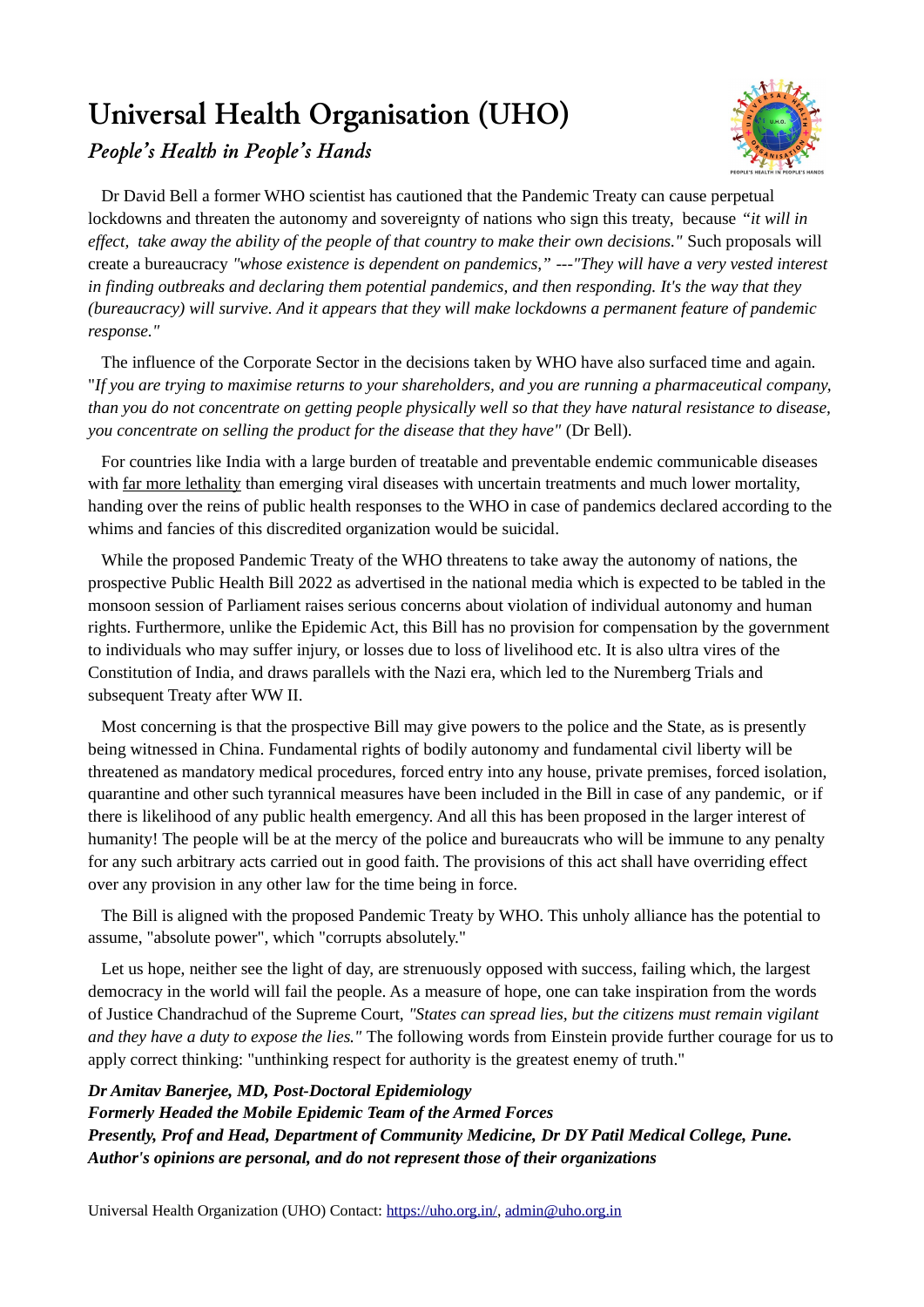# Universal Health Organisation (UHO)

*People's Health in People's Hands*

Dr David Bell a former WHO scientist has cautioned that the Pandemic Treaty can cause perpetual lockdowns and threaten the autonomy and sovereignty of nations who sign this treaty, because *"it will in effect, take away the ability of the people of that country to make their own decisions."* Such proposals will create a bureaucracy *"whose existence is dependent on pandemics," ---"They will have a very vested interest in finding outbreaks and declaring them potential pandemics, and then responding. It's the way that they (bureaucracy) will survive. And it appears that they will make lockdowns a permanent feature of pandemic response."*

The influence of the Corporate Sector in the decisions taken by WHO have also surfaced time and again. "*If you are trying to maximise returns to your shareholders, and you are running a pharmaceutical company, than you do not concentrate on getting people physically well so that they have natural resistance to disease, you concentrate on selling the product for the disease that they have"* (Dr Bell).

For countries like India with a large burden of treatable and preventable endemic communicable diseases with far more lethality than emerging viral diseases with uncertain treatments and much lower mortality, handing over the reins of public health responses to the WHO in case of pandemics declared according to the whims and fancies of this discredited organization would be suicidal.

While the proposed Pandemic Treaty of the WHO threatens to take away the autonomy of nations, the prospective Public Health Bill 2022 as advertised in the national media which is expected to be tabled in the monsoon session of Parliament raises serious concerns about violation of individual autonomy and human rights. Furthermore, unlike the Epidemic Act, this Bill has no provision for compensation by the government to individuals who may suffer injury, or losses due to loss of livelihood etc. It is also ultra vires of the Constitution of India, and draws parallels with the Nazi era, which led to the Nuremberg Trials and subsequent Treaty after WW II.

Most concerning is that the prospective Bill may give powers to the police and the State, as is presently being witnessed in China. Fundamental rights of bodily autonomy and fundamental civil liberty will be threatened as mandatory medical procedures, forced entry into any house, private premises, forced isolation, quarantine and other such tyrannical measures have been included in the Bill in case of any pandemic, or if there is likelihood of any public health emergency. And all this has been proposed in the larger interest of humanity! The people will be at the mercy of the police and bureaucrats who will be immune to any penalty for any such arbitrary acts carried out in good faith. The provisions of this act shall have overriding effect over any provision in any other law for the time being in force.

The Bill is aligned with the proposed Pandemic Treaty by WHO. This unholy alliance has the potential to assume, "absolute power", which "corrupts absolutely."

Let us hope, neither see the light of day, are strenuously opposed with success, failing which, the largest democracy in the world will fail the people. As a measure of hope, one can take inspiration from the words of Justice Chandrachud of the Supreme Court, *"States can spread lies, but the citizens must remain vigilant and they have a duty to expose the lies."* The following words from Einstein provide further courage for us to apply correct thinking: "unthinking respect for authority is the greatest enemy of truth."

***Dr Amitav Banerjee, MD, Post-Doctoral Epidemiology***
***Formerly Headed the Mobile Epidemic Team of the Armed Forces***
***Presently, Prof and Head, Department of Community Medicine, Dr DY Patil Medical College, Pune.***
***Author's opinions are personal, and do not represent those of their organizations***

Universal Health Organization (UHO) Contact: https://uho.org.in/, admin@uho.org.in